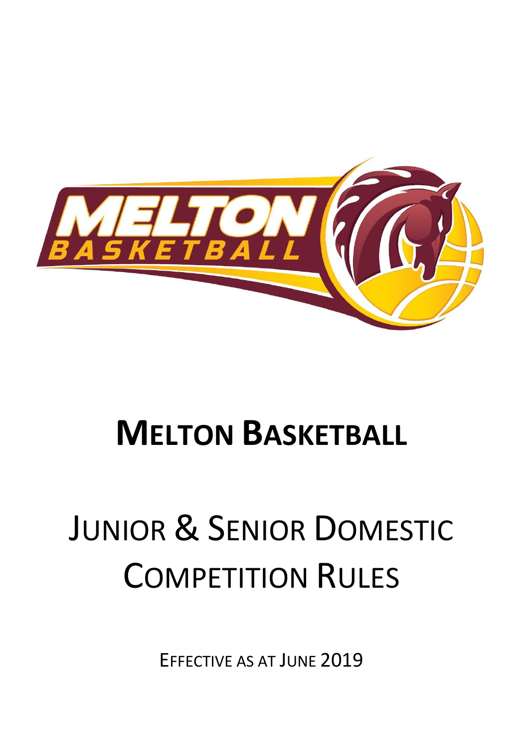# MELTON BASKETBALL

# JUNIOR & SENIOR DOMESTIC COMPETITION RULES

EFFECTIVE AS AT JUNE 2019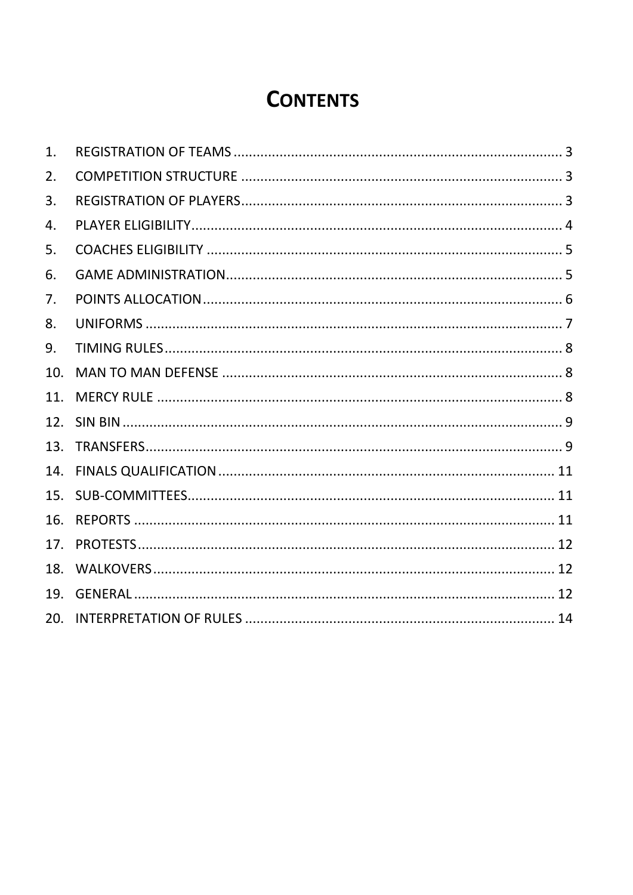# CONTENTS

1. REGISTRATION OF TEAMS ..... 3
2. COMPETITION STRUCTURE ..... 3
3. REGISTRATION OF PLAYERS ..... 3
4. PLAYER ELIGIBILITY ..... 4
5. COACHES ELIGIBILITY ..... 5
6. GAME ADMINISTRATION ..... 5
7. POINTS ALLOCATION ..... 6
8. UNIFORMS ..... 7
9. TIMING RULES ..... 8
10. MAN TO MAN DEFENSE ..... 8
11. MERCY RULE ..... 8
12. SIN BIN ..... 9
13. TRANSFERS ..... 9
14. FINALS QUALIFICATION ..... 11
15. SUB-COMMITTEES ..... 11
16. REPORTS ..... 11
17. PROTESTS ..... 12
18. WALKOVERS ..... 12
19. GENERAL ..... 12
20. INTERPRETATION OF RULES ..... 14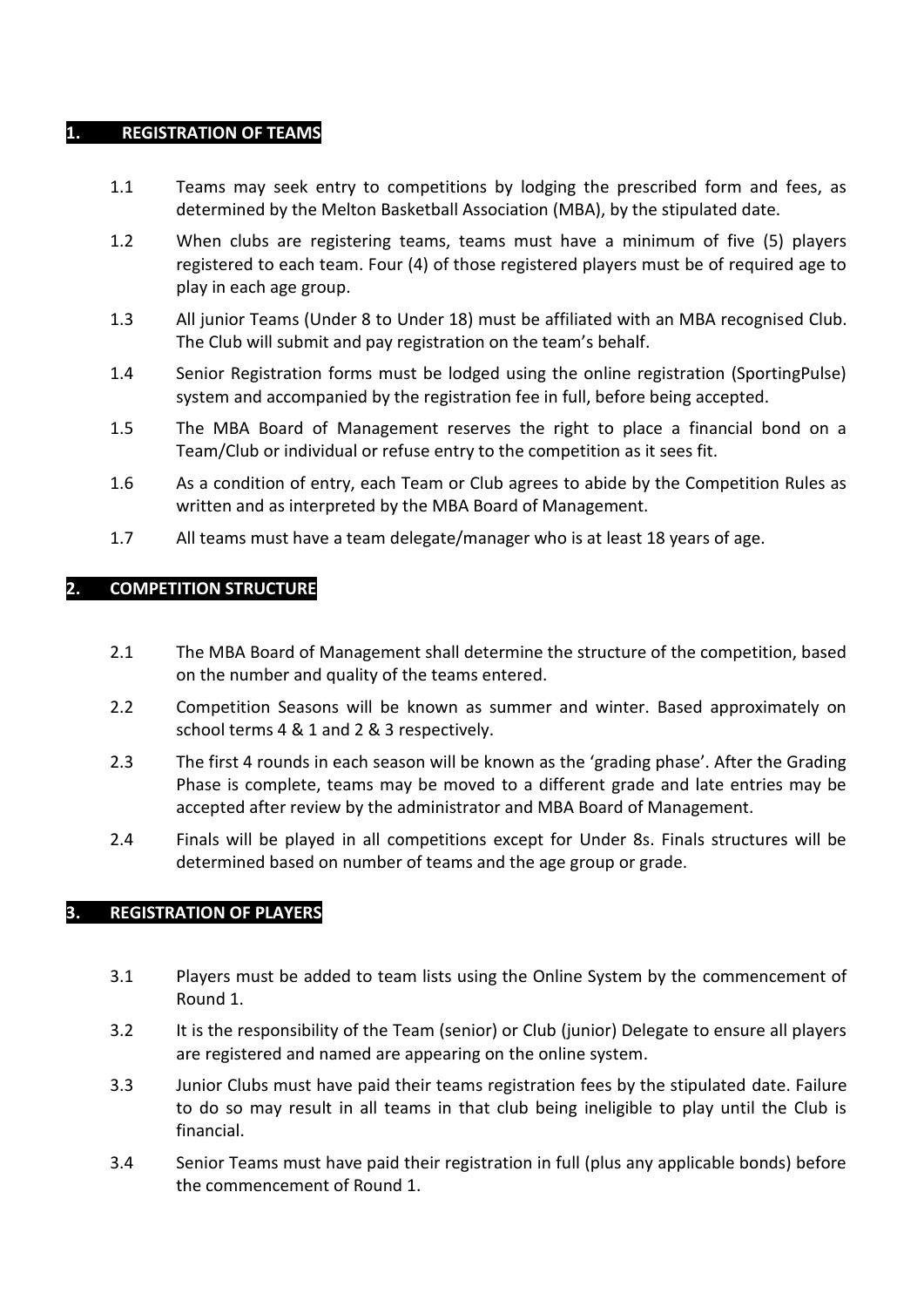## 1. REGISTRATION OF TEAMS

1.1 Teams may seek entry to competitions by lodging the prescribed form and fees, as determined by the Melton Basketball Association (MBA), by the stipulated date.

1.2 When clubs are registering teams, teams must have a minimum of five (5) players registered to each team. Four (4) of those registered players must be of required age to play in each age group.

1.3 All junior Teams (Under 8 to Under 18) must be affiliated with an MBA recognised Club. The Club will submit and pay registration on the team's behalf.

1.4 Senior Registration forms must be lodged using the online registration (SportingPulse) system and accompanied by the registration fee in full, before being accepted.

1.5 The MBA Board of Management reserves the right to place a financial bond on a Team/Club or individual or refuse entry to the competition as it sees fit.

1.6 As a condition of entry, each Team or Club agrees to abide by the Competition Rules as written and as interpreted by the MBA Board of Management.

1.7 All teams must have a team delegate/manager who is at least 18 years of age.

## 2. COMPETITION STRUCTURE

2.1 The MBA Board of Management shall determine the structure of the competition, based on the number and quality of the teams entered.

2.2 Competition Seasons will be known as summer and winter. Based approximately on school terms 4 & 1 and 2 & 3 respectively.

2.3 The first 4 rounds in each season will be known as the 'grading phase'. After the Grading Phase is complete, teams may be moved to a different grade and late entries may be accepted after review by the administrator and MBA Board of Management.

2.4 Finals will be played in all competitions except for Under 8s. Finals structures will be determined based on number of teams and the age group or grade.

## 3. REGISTRATION OF PLAYERS

3.1 Players must be added to team lists using the Online System by the commencement of Round 1.

3.2 It is the responsibility of the Team (senior) or Club (junior) Delegate to ensure all players are registered and named are appearing on the online system.

3.3 Junior Clubs must have paid their teams registration fees by the stipulated date. Failure to do so may result in all teams in that club being ineligible to play until the Club is financial.

3.4 Senior Teams must have paid their registration in full (plus any applicable bonds) before the commencement of Round 1.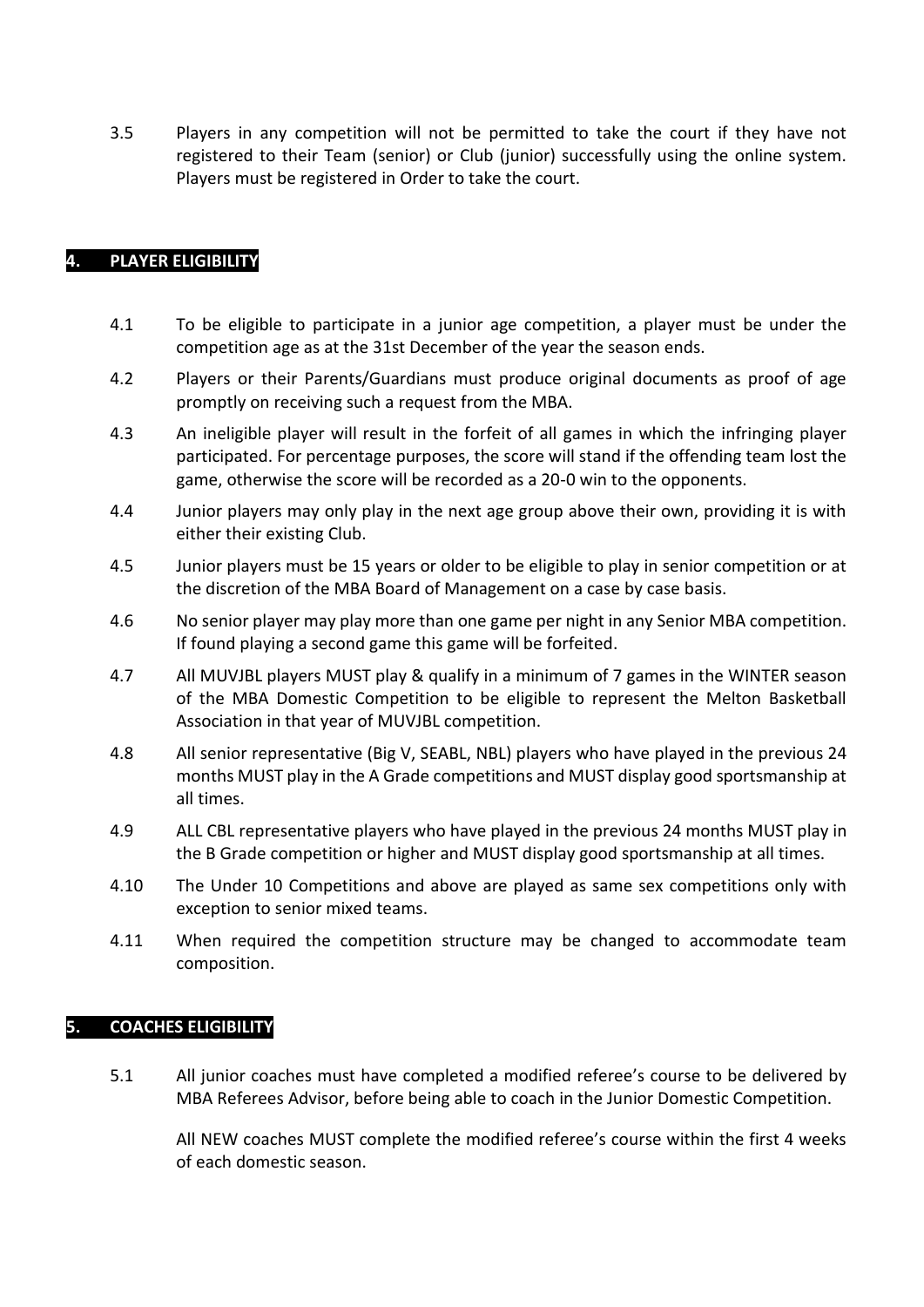3.5 Players in any competition will not be permitted to take the court if they have not registered to their Team (senior) or Club (junior) successfully using the online system. Players must be registered in Order to take the court.

## 4. PLAYER ELIGIBILITY

4.1 To be eligible to participate in a junior age competition, a player must be under the competition age as at the 31st December of the year the season ends.

4.2 Players or their Parents/Guardians must produce original documents as proof of age promptly on receiving such a request from the MBA.

4.3 An ineligible player will result in the forfeit of all games in which the infringing player participated. For percentage purposes, the score will stand if the offending team lost the game, otherwise the score will be recorded as a 20-0 win to the opponents.

4.4 Junior players may only play in the next age group above their own, providing it is with either their existing Club.

4.5 Junior players must be 15 years or older to be eligible to play in senior competition or at the discretion of the MBA Board of Management on a case by case basis.

4.6 No senior player may play more than one game per night in any Senior MBA competition. If found playing a second game this game will be forfeited.

4.7 All MUVJBL players MUST play & qualify in a minimum of 7 games in the WINTER season of the MBA Domestic Competition to be eligible to represent the Melton Basketball Association in that year of MUVJBL competition.

4.8 All senior representative (Big V, SEABL, NBL) players who have played in the previous 24 months MUST play in the A Grade competitions and MUST display good sportsmanship at all times.

4.9 ALL CBL representative players who have played in the previous 24 months MUST play in the B Grade competition or higher and MUST display good sportsmanship at all times.

4.10 The Under 10 Competitions and above are played as same sex competitions only with exception to senior mixed teams.

4.11 When required the competition structure may be changed to accommodate team composition.

## 5. COACHES ELIGIBILITY

5.1 All junior coaches must have completed a modified referee's course to be delivered by MBA Referees Advisor, before being able to coach in the Junior Domestic Competition.

All NEW coaches MUST complete the modified referee's course within the first 4 weeks of each domestic season.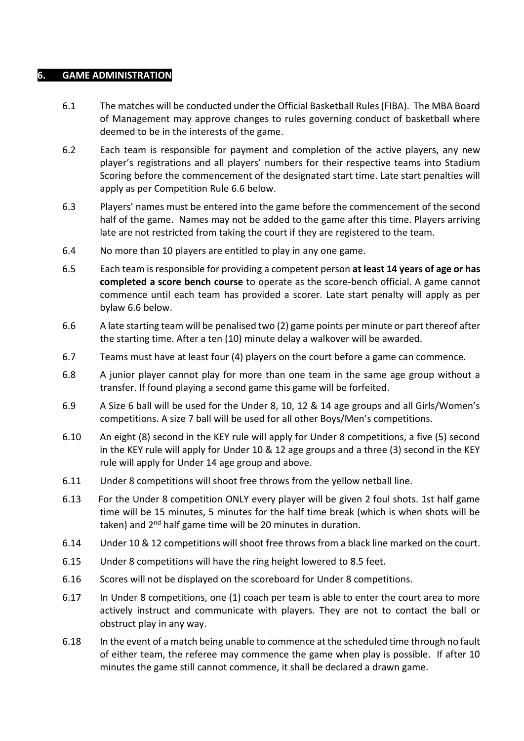## 6. GAME ADMINISTRATION

6.1 The matches will be conducted under the Official Basketball Rules (FIBA). The MBA Board of Management may approve changes to rules governing conduct of basketball where deemed to be in the interests of the game.

6.2 Each team is responsible for payment and completion of the active players, any new player's registrations and all players' numbers for their respective teams into Stadium Scoring before the commencement of the designated start time. Late start penalties will apply as per Competition Rule 6.6 below.

6.3 Players' names must be entered into the game before the commencement of the second half of the game. Names may not be added to the game after this time. Players arriving late are not restricted from taking the court if they are registered to the team.

6.4 No more than 10 players are entitled to play in any one game.

6.5 Each team is responsible for providing a competent person **at least 14 years of age or has completed a score bench course** to operate as the score-bench official. A game cannot commence until each team has provided a scorer. Late start penalty will apply as per bylaw 6.6 below.

6.6 A late starting team will be penalised two (2) game points per minute or part thereof after the starting time. After a ten (10) minute delay a walkover will be awarded.

6.7 Teams must have at least four (4) players on the court before a game can commence.

6.8 A junior player cannot play for more than one team in the same age group without a transfer. If found playing a second game this game will be forfeited.

6.9 A Size 6 ball will be used for the Under 8, 10, 12 & 14 age groups and all Girls/Women's competitions. A size 7 ball will be used for all other Boys/Men's competitions.

6.10 An eight (8) second in the KEY rule will apply for Under 8 competitions, a five (5) second in the KEY rule will apply for Under 10 & 12 age groups and a three (3) second in the KEY rule will apply for Under 14 age group and above.

6.11 Under 8 competitions will shoot free throws from the yellow netball line.

6.13 For the Under 8 competition ONLY every player will be given 2 foul shots. 1st half game time will be 15 minutes, 5 minutes for the half time break (which is when shots will be taken) and 2nd half game time will be 20 minutes in duration.

6.14 Under 10 & 12 competitions will shoot free throws from a black line marked on the court.

6.15 Under 8 competitions will have the ring height lowered to 8.5 feet.

6.16 Scores will not be displayed on the scoreboard for Under 8 competitions.

6.17 In Under 8 competitions, one (1) coach per team is able to enter the court area to more actively instruct and communicate with players. They are not to contact the ball or obstruct play in any way.

6.18 In the event of a match being unable to commence at the scheduled time through no fault of either team, the referee may commence the game when play is possible. If after 10 minutes the game still cannot commence, it shall be declared a drawn game.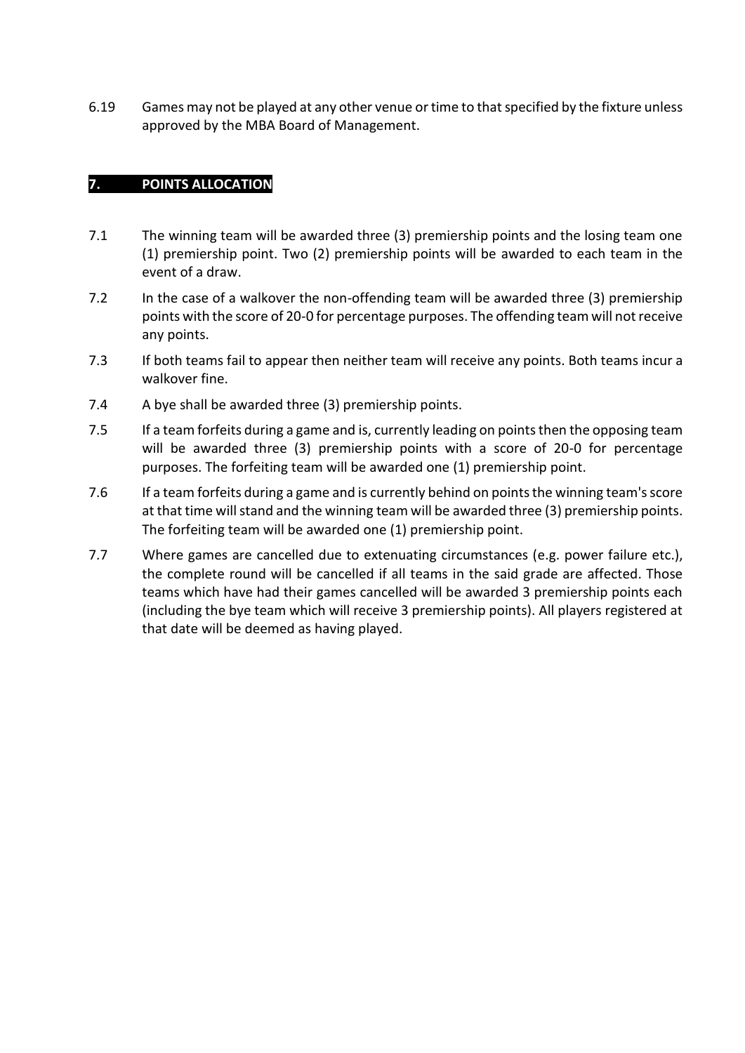6.19 Games may not be played at any other venue or time to that specified by the fixture unless approved by the MBA Board of Management.

## 7. POINTS ALLOCATION

7.1 The winning team will be awarded three (3) premiership points and the losing team one (1) premiership point. Two (2) premiership points will be awarded to each team in the event of a draw.

7.2 In the case of a walkover the non-offending team will be awarded three (3) premiership points with the score of 20-0 for percentage purposes. The offending team will not receive any points.

7.3 If both teams fail to appear then neither team will receive any points. Both teams incur a walkover fine.

7.4 A bye shall be awarded three (3) premiership points.

7.5 If a team forfeits during a game and is, currently leading on points then the opposing team will be awarded three (3) premiership points with a score of 20-0 for percentage purposes. The forfeiting team will be awarded one (1) premiership point.

7.6 If a team forfeits during a game and is currently behind on points the winning team's score at that time will stand and the winning team will be awarded three (3) premiership points. The forfeiting team will be awarded one (1) premiership point.

7.7 Where games are cancelled due to extenuating circumstances (e.g. power failure etc.), the complete round will be cancelled if all teams in the said grade are affected. Those teams which have had their games cancelled will be awarded 3 premiership points each (including the bye team which will receive 3 premiership points). All players registered at that date will be deemed as having played.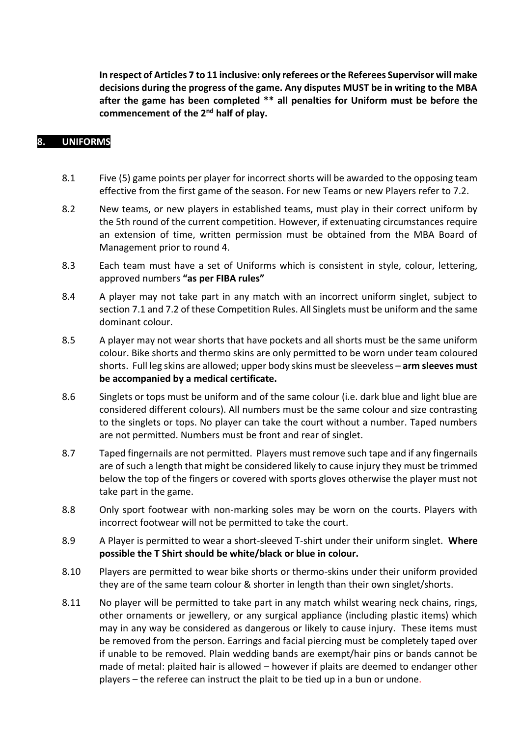**In respect of Articles 7 to 11 inclusive: only referees or the Referees Supervisor will make decisions during the progress of the game. Any disputes MUST be in writing to the MBA after the game has been completed ** all penalties for Uniform must be before the commencement of the 2nd half of play.**

## 8. UNIFORMS

8.1 Five (5) game points per player for incorrect shorts will be awarded to the opposing team effective from the first game of the season. For new Teams or new Players refer to 7.2.

8.2 New teams, or new players in established teams, must play in their correct uniform by the 5th round of the current competition. However, if extenuating circumstances require an extension of time, written permission must be obtained from the MBA Board of Management prior to round 4.

8.3 Each team must have a set of Uniforms which is consistent in style, colour, lettering, approved numbers **"as per FIBA rules"**

8.4 A player may not take part in any match with an incorrect uniform singlet, subject to section 7.1 and 7.2 of these Competition Rules. All Singlets must be uniform and the same dominant colour.

8.5 A player may not wear shorts that have pockets and all shorts must be the same uniform colour. Bike shorts and thermo skins are only permitted to be worn under team coloured shorts. Full leg skins are allowed; upper body skins must be sleeveless – **arm sleeves must be accompanied by a medical certificate.**

8.6 Singlets or tops must be uniform and of the same colour (i.e. dark blue and light blue are considered different colours). All numbers must be the same colour and size contrasting to the singlets or tops. No player can take the court without a number. Taped numbers are not permitted. Numbers must be front and rear of singlet.

8.7 Taped fingernails are not permitted. Players must remove such tape and if any fingernails are of such a length that might be considered likely to cause injury they must be trimmed below the top of the fingers or covered with sports gloves otherwise the player must not take part in the game.

8.8 Only sport footwear with non-marking soles may be worn on the courts. Players with incorrect footwear will not be permitted to take the court.

8.9 A Player is permitted to wear a short-sleeved T-shirt under their uniform singlet. **Where possible the T Shirt should be white/black or blue in colour.**

8.10 Players are permitted to wear bike shorts or thermo-skins under their uniform provided they are of the same team colour & shorter in length than their own singlet/shorts.

8.11 No player will be permitted to take part in any match whilst wearing neck chains, rings, other ornaments or jewellery, or any surgical appliance (including plastic items) which may in any way be considered as dangerous or likely to cause injury. These items must be removed from the person. Earrings and facial piercing must be completely taped over if unable to be removed. Plain wedding bands are exempt/hair pins or bands cannot be made of metal: plaited hair is allowed – however if plaits are deemed to endanger other players – the referee can instruct the plait to be tied up in a bun or undone.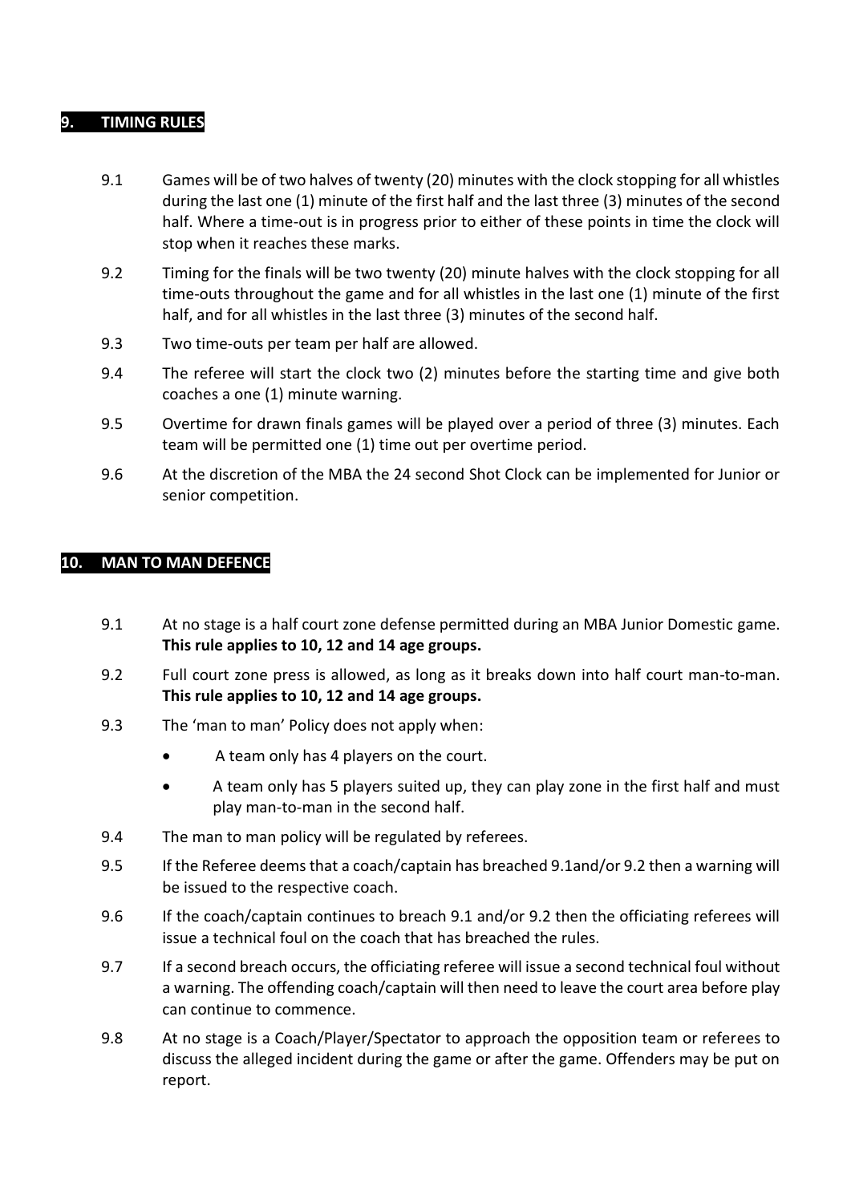## 9. TIMING RULES

9.1 Games will be of two halves of twenty (20) minutes with the clock stopping for all whistles during the last one (1) minute of the first half and the last three (3) minutes of the second half. Where a time-out is in progress prior to either of these points in time the clock will stop when it reaches these marks.

9.2 Timing for the finals will be two twenty (20) minute halves with the clock stopping for all time-outs throughout the game and for all whistles in the last one (1) minute of the first half, and for all whistles in the last three (3) minutes of the second half.

9.3 Two time-outs per team per half are allowed.

9.4 The referee will start the clock two (2) minutes before the starting time and give both coaches a one (1) minute warning.

9.5 Overtime for drawn finals games will be played over a period of three (3) minutes. Each team will be permitted one (1) time out per overtime period.

9.6 At the discretion of the MBA the 24 second Shot Clock can be implemented for Junior or senior competition.

## 10. MAN TO MAN DEFENCE

9.1 At no stage is a half court zone defense permitted during an MBA Junior Domestic game. **This rule applies to 10, 12 and 14 age groups.**

9.2 Full court zone press is allowed, as long as it breaks down into half court man-to-man. **This rule applies to 10, 12 and 14 age groups.**

9.3 The 'man to man' Policy does not apply when:

- A team only has 4 players on the court.
- A team only has 5 players suited up, they can play zone in the first half and must play man-to-man in the second half.

9.4 The man to man policy will be regulated by referees.

9.5 If the Referee deems that a coach/captain has breached 9.1and/or 9.2 then a warning will be issued to the respective coach.

9.6 If the coach/captain continues to breach 9.1 and/or 9.2 then the officiating referees will issue a technical foul on the coach that has breached the rules.

9.7 If a second breach occurs, the officiating referee will issue a second technical foul without a warning. The offending coach/captain will then need to leave the court area before play can continue to commence.

9.8 At no stage is a Coach/Player/Spectator to approach the opposition team or referees to discuss the alleged incident during the game or after the game. Offenders may be put on report.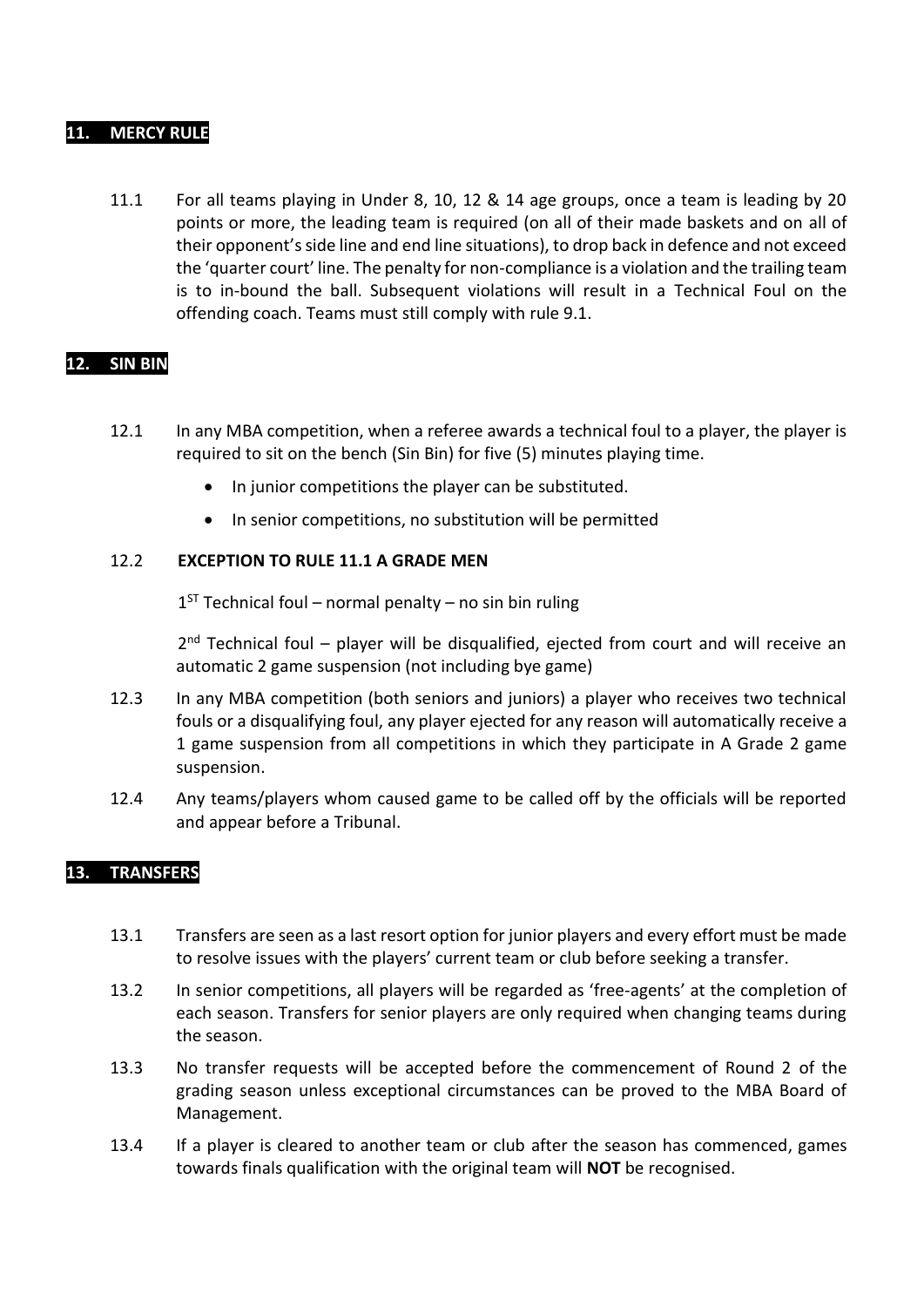## 11. MERCY RULE

11.1 For all teams playing in Under 8, 10, 12 & 14 age groups, once a team is leading by 20 points or more, the leading team is required (on all of their made baskets and on all of their opponent's side line and end line situations), to drop back in defence and not exceed the 'quarter court' line. The penalty for non-compliance is a violation and the trailing team is to in-bound the ball. Subsequent violations will result in a Technical Foul on the offending coach. Teams must still comply with rule 9.1.

## 12. SIN BIN

12.1 In any MBA competition, when a referee awards a technical foul to a player, the player is required to sit on the bench (Sin Bin) for five (5) minutes playing time.

- In junior competitions the player can be substituted.
- In senior competitions, no substitution will be permitted

12.2 **EXCEPTION TO RULE 11.1 A GRADE MEN**

1ST Technical foul – normal penalty – no sin bin ruling

2nd Technical foul – player will be disqualified, ejected from court and will receive an automatic 2 game suspension (not including bye game)

12.3 In any MBA competition (both seniors and juniors) a player who receives two technical fouls or a disqualifying foul, any player ejected for any reason will automatically receive a 1 game suspension from all competitions in which they participate in A Grade 2 game suspension.

12.4 Any teams/players whom caused game to be called off by the officials will be reported and appear before a Tribunal.

## 13. TRANSFERS

13.1 Transfers are seen as a last resort option for junior players and every effort must be made to resolve issues with the players' current team or club before seeking a transfer.

13.2 In senior competitions, all players will be regarded as 'free-agents' at the completion of each season. Transfers for senior players are only required when changing teams during the season.

13.3 No transfer requests will be accepted before the commencement of Round 2 of the grading season unless exceptional circumstances can be proved to the MBA Board of Management.

13.4 If a player is cleared to another team or club after the season has commenced, games towards finals qualification with the original team will **NOT** be recognised.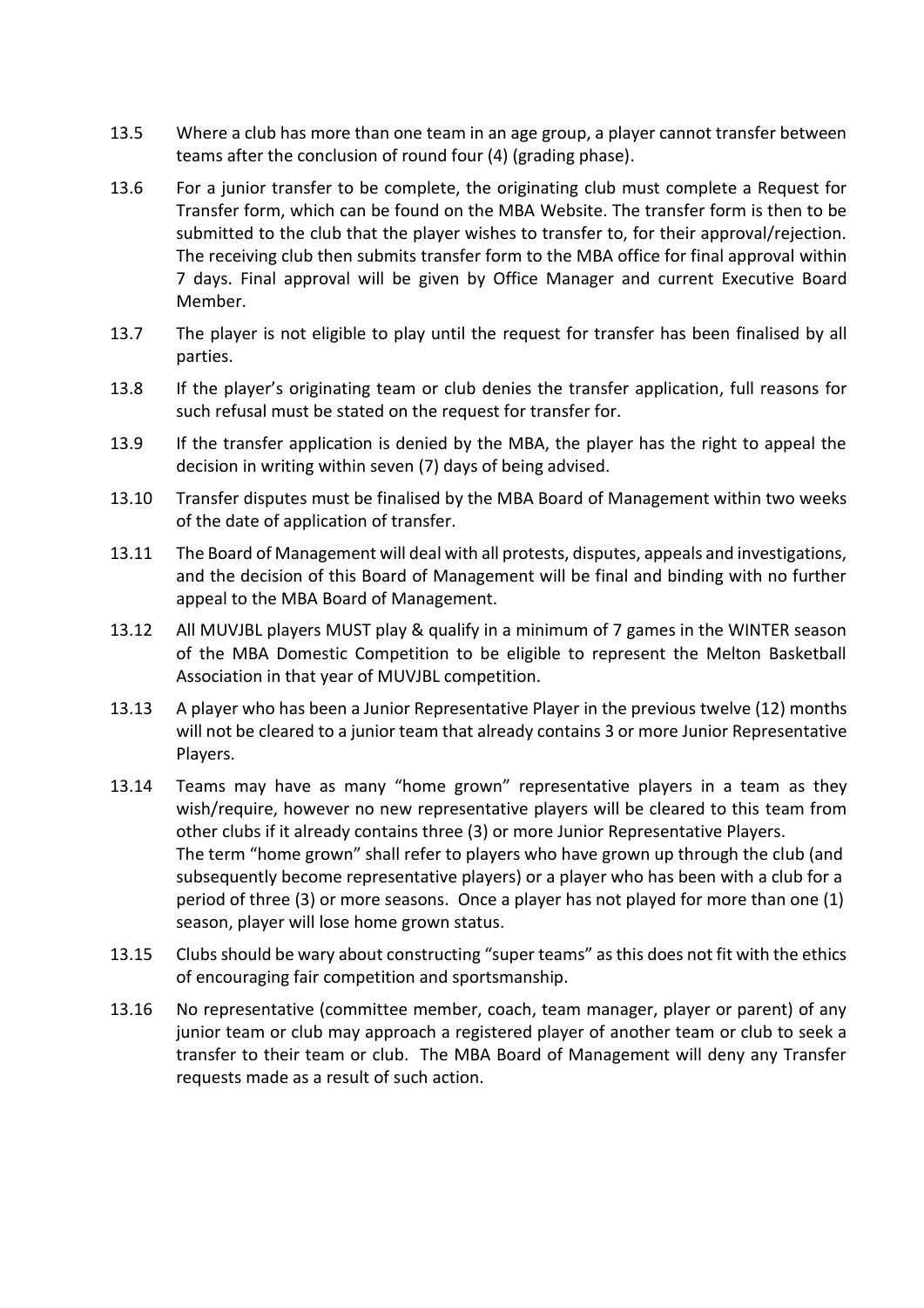13.5 Where a club has more than one team in an age group, a player cannot transfer between teams after the conclusion of round four (4) (grading phase).

13.6 For a junior transfer to be complete, the originating club must complete a Request for Transfer form, which can be found on the MBA Website. The transfer form is then to be submitted to the club that the player wishes to transfer to, for their approval/rejection. The receiving club then submits transfer form to the MBA office for final approval within 7 days. Final approval will be given by Office Manager and current Executive Board Member.

13.7 The player is not eligible to play until the request for transfer has been finalised by all parties.

13.8 If the player's originating team or club denies the transfer application, full reasons for such refusal must be stated on the request for transfer for.

13.9 If the transfer application is denied by the MBA, the player has the right to appeal the decision in writing within seven (7) days of being advised.

13.10 Transfer disputes must be finalised by the MBA Board of Management within two weeks of the date of application of transfer.

13.11 The Board of Management will deal with all protests, disputes, appeals and investigations, and the decision of this Board of Management will be final and binding with no further appeal to the MBA Board of Management.

13.12 All MUVJBL players MUST play & qualify in a minimum of 7 games in the WINTER season of the MBA Domestic Competition to be eligible to represent the Melton Basketball Association in that year of MUVJBL competition.

13.13 A player who has been a Junior Representative Player in the previous twelve (12) months will not be cleared to a junior team that already contains 3 or more Junior Representative Players.

13.14 Teams may have as many "home grown" representative players in a team as they wish/require, however no new representative players will be cleared to this team from other clubs if it already contains three (3) or more Junior Representative Players.
The term "home grown" shall refer to players who have grown up through the club (and subsequently become representative players) or a player who has been with a club for a period of three (3) or more seasons. Once a player has not played for more than one (1) season, player will lose home grown status.

13.15 Clubs should be wary about constructing "super teams" as this does not fit with the ethics of encouraging fair competition and sportsmanship.

13.16 No representative (committee member, coach, team manager, player or parent) of any junior team or club may approach a registered player of another team or club to seek a transfer to their team or club. The MBA Board of Management will deny any Transfer requests made as a result of such action.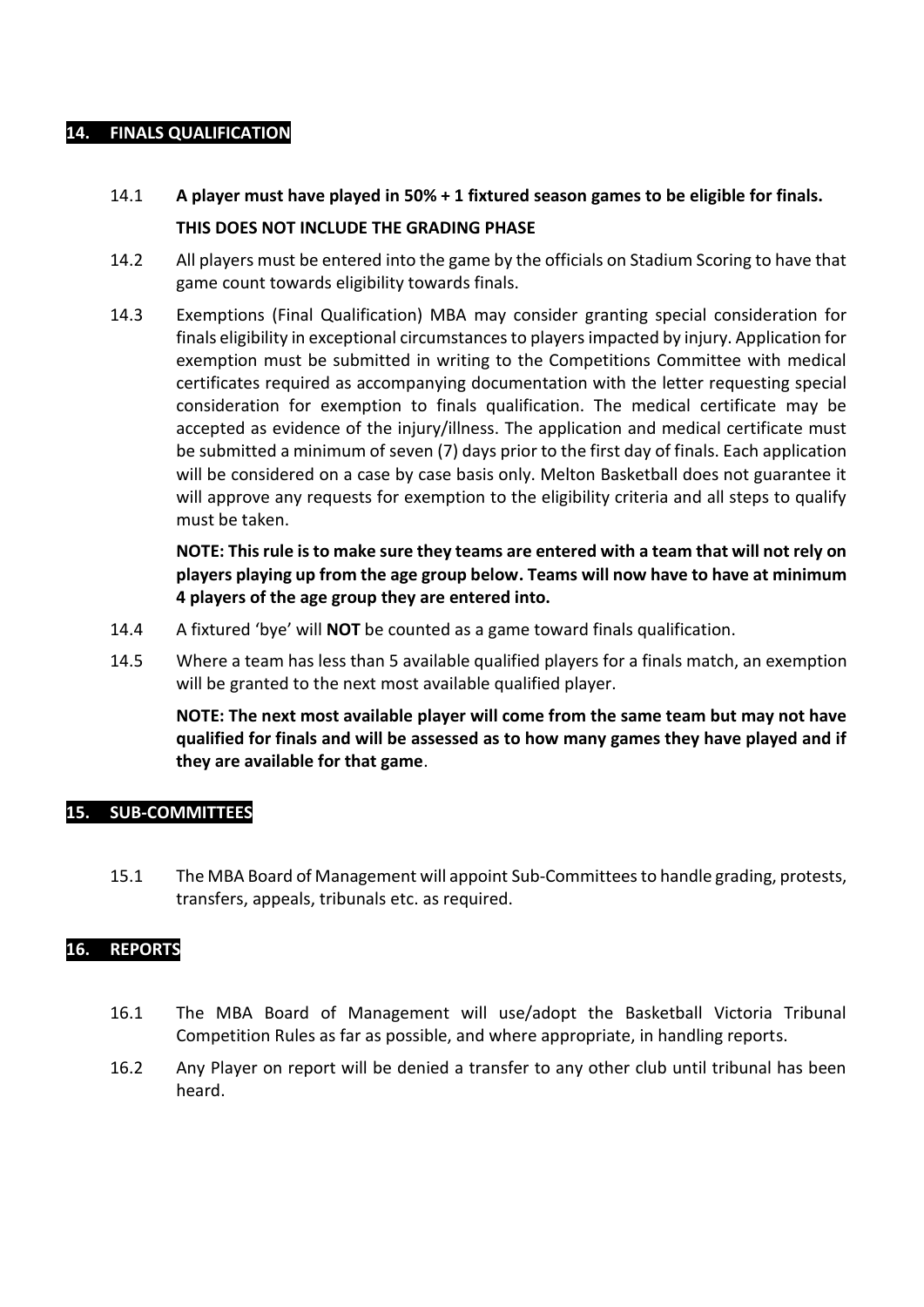## 14. FINALS QUALIFICATION

14.1 **A player must have played in 50% + 1 fixtured season games to be eligible for finals.**

**THIS DOES NOT INCLUDE THE GRADING PHASE**

14.2 All players must be entered into the game by the officials on Stadium Scoring to have that game count towards eligibility towards finals.

14.3 Exemptions (Final Qualification) MBA may consider granting special consideration for finals eligibility in exceptional circumstances to players impacted by injury. Application for exemption must be submitted in writing to the Competitions Committee with medical certificates required as accompanying documentation with the letter requesting special consideration for exemption to finals qualification. The medical certificate may be accepted as evidence of the injury/illness. The application and medical certificate must be submitted a minimum of seven (7) days prior to the first day of finals. Each application will be considered on a case by case basis only. Melton Basketball does not guarantee it will approve any requests for exemption to the eligibility criteria and all steps to qualify must be taken.

**NOTE: This rule is to make sure they teams are entered with a team that will not rely on players playing up from the age group below. Teams will now have to have at minimum 4 players of the age group they are entered into.**

14.4 A fixtured 'bye' will **NOT** be counted as a game toward finals qualification.

14.5 Where a team has less than 5 available qualified players for a finals match, an exemption will be granted to the next most available qualified player.

**NOTE: The next most available player will come from the same team but may not have qualified for finals and will be assessed as to how many games they have played and if they are available for that game**.

## 15. SUB-COMMITTEES

15.1 The MBA Board of Management will appoint Sub-Committees to handle grading, protests, transfers, appeals, tribunals etc. as required.

## 16. REPORTS

16.1 The MBA Board of Management will use/adopt the Basketball Victoria Tribunal Competition Rules as far as possible, and where appropriate, in handling reports.

16.2 Any Player on report will be denied a transfer to any other club until tribunal has been heard.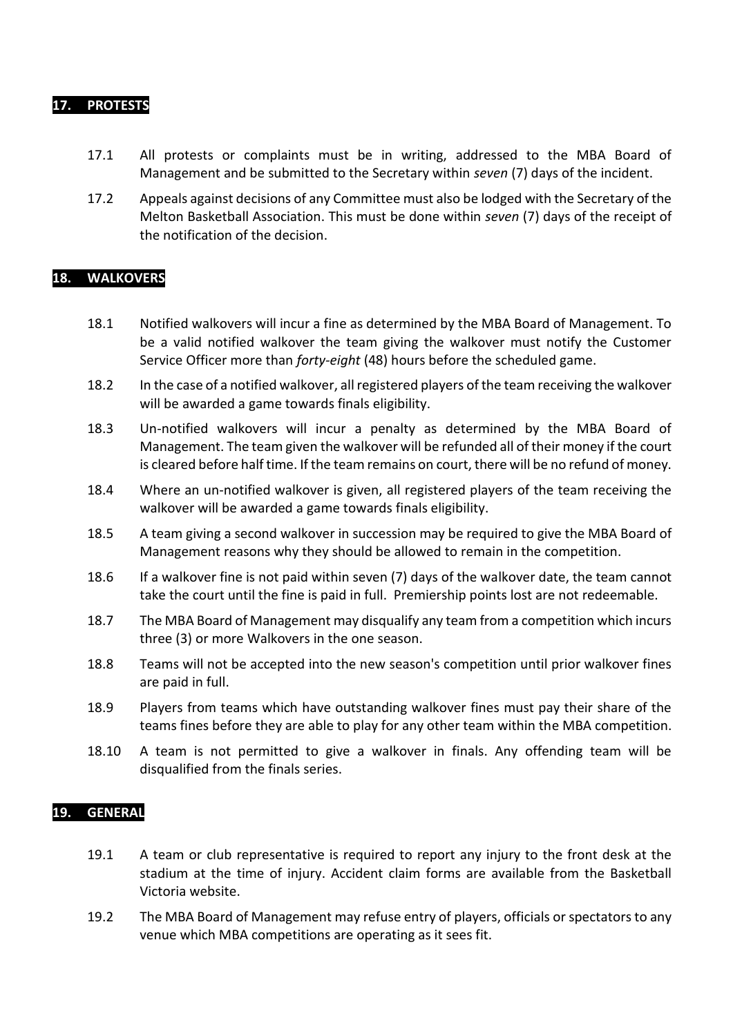## 17. PROTESTS

17.1 All protests or complaints must be in writing, addressed to the MBA Board of Management and be submitted to the Secretary within *seven* (7) days of the incident.

17.2 Appeals against decisions of any Committee must also be lodged with the Secretary of the Melton Basketball Association. This must be done within *seven* (7) days of the receipt of the notification of the decision.

## 18. WALKOVERS

18.1 Notified walkovers will incur a fine as determined by the MBA Board of Management. To be a valid notified walkover the team giving the walkover must notify the Customer Service Officer more than *forty-eight* (48) hours before the scheduled game.

18.2 In the case of a notified walkover, all registered players of the team receiving the walkover will be awarded a game towards finals eligibility.

18.3 Un-notified walkovers will incur a penalty as determined by the MBA Board of Management. The team given the walkover will be refunded all of their money if the court is cleared before half time. If the team remains on court, there will be no refund of money.

18.4 Where an un-notified walkover is given, all registered players of the team receiving the walkover will be awarded a game towards finals eligibility.

18.5 A team giving a second walkover in succession may be required to give the MBA Board of Management reasons why they should be allowed to remain in the competition.

18.6 If a walkover fine is not paid within seven (7) days of the walkover date, the team cannot take the court until the fine is paid in full. Premiership points lost are not redeemable.

18.7 The MBA Board of Management may disqualify any team from a competition which incurs three (3) or more Walkovers in the one season.

18.8 Teams will not be accepted into the new season's competition until prior walkover fines are paid in full.

18.9 Players from teams which have outstanding walkover fines must pay their share of the teams fines before they are able to play for any other team within the MBA competition.

18.10 A team is not permitted to give a walkover in finals. Any offending team will be disqualified from the finals series.

## 19. GENERAL

19.1 A team or club representative is required to report any injury to the front desk at the stadium at the time of injury. Accident claim forms are available from the Basketball Victoria website.

19.2 The MBA Board of Management may refuse entry of players, officials or spectators to any venue which MBA competitions are operating as it sees fit.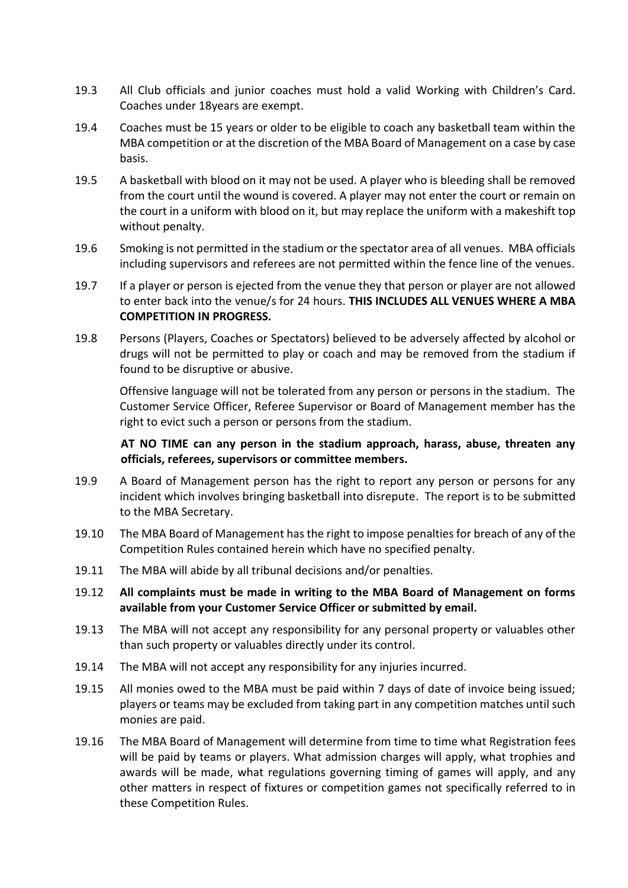19.3 All Club officials and junior coaches must hold a valid Working with Children's Card. Coaches under 18years are exempt.

19.4 Coaches must be 15 years or older to be eligible to coach any basketball team within the MBA competition or at the discretion of the MBA Board of Management on a case by case basis.

19.5 A basketball with blood on it may not be used. A player who is bleeding shall be removed from the court until the wound is covered. A player may not enter the court or remain on the court in a uniform with blood on it, but may replace the uniform with a makeshift top without penalty.

19.6 Smoking is not permitted in the stadium or the spectator area of all venues. MBA officials including supervisors and referees are not permitted within the fence line of the venues.

19.7 If a player or person is ejected from the venue they that person or player are not allowed to enter back into the venue/s for 24 hours. **THIS INCLUDES ALL VENUES WHERE A MBA COMPETITION IN PROGRESS.**

19.8 Persons (Players, Coaches or Spectators) believed to be adversely affected by alcohol or drugs will not be permitted to play or coach and may be removed from the stadium if found to be disruptive or abusive.

Offensive language will not be tolerated from any person or persons in the stadium. The Customer Service Officer, Referee Supervisor or Board of Management member has the right to evict such a person or persons from the stadium.

**AT NO TIME can any person in the stadium approach, harass, abuse, threaten any officials, referees, supervisors or committee members.**

19.9 A Board of Management person has the right to report any person or persons for any incident which involves bringing basketball into disrepute. The report is to be submitted to the MBA Secretary.

19.10 The MBA Board of Management has the right to impose penalties for breach of any of the Competition Rules contained herein which have no specified penalty.

19.11 The MBA will abide by all tribunal decisions and/or penalties.

19.12 **All complaints must be made in writing to the MBA Board of Management on forms available from your Customer Service Officer or submitted by email.**

19.13 The MBA will not accept any responsibility for any personal property or valuables other than such property or valuables directly under its control.

19.14 The MBA will not accept any responsibility for any injuries incurred.

19.15 All monies owed to the MBA must be paid within 7 days of date of invoice being issued; players or teams may be excluded from taking part in any competition matches until such monies are paid.

19.16 The MBA Board of Management will determine from time to time what Registration fees will be paid by teams or players. What admission charges will apply, what trophies and awards will be made, what regulations governing timing of games will apply, and any other matters in respect of fixtures or competition games not specifically referred to in these Competition Rules.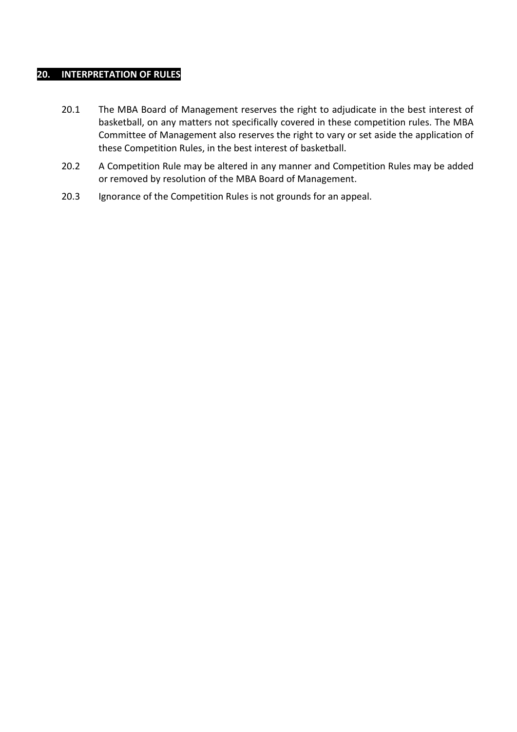## 20. INTERPRETATION OF RULES

20.1 The MBA Board of Management reserves the right to adjudicate in the best interest of basketball, on any matters not specifically covered in these competition rules. The MBA Committee of Management also reserves the right to vary or set aside the application of these Competition Rules, in the best interest of basketball.

20.2 A Competition Rule may be altered in any manner and Competition Rules may be added or removed by resolution of the MBA Board of Management.

20.3 Ignorance of the Competition Rules is not grounds for an appeal.